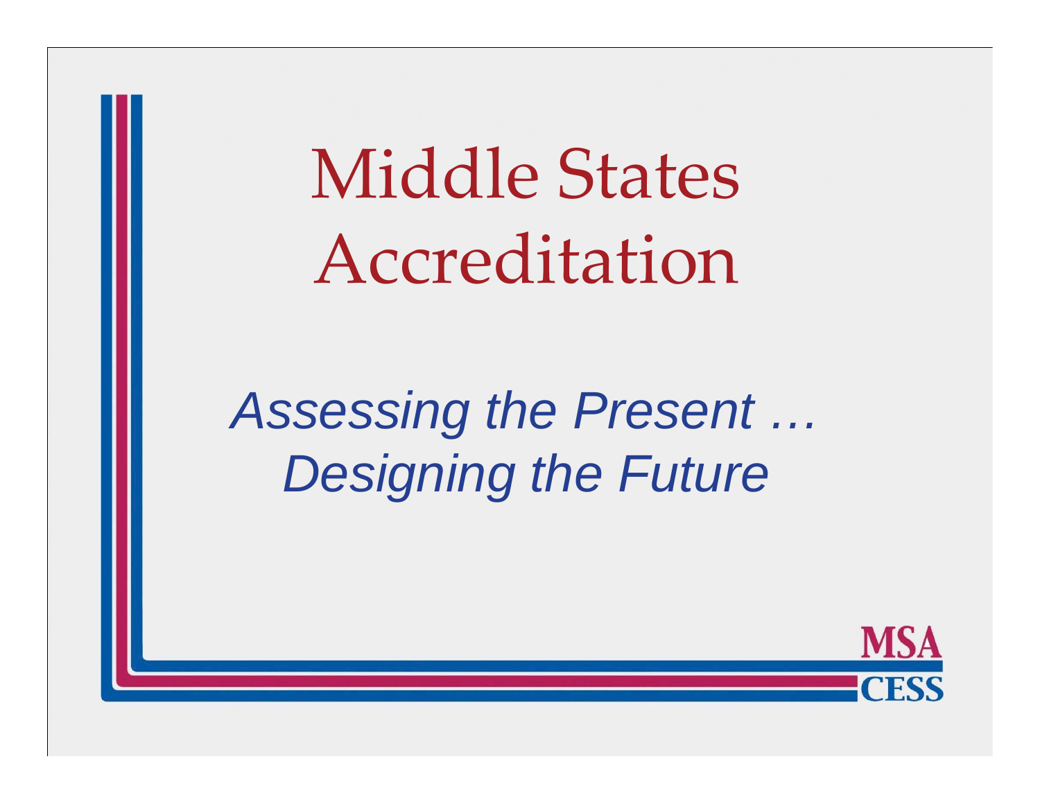# Middle States Accreditation

*Assessing the Present …*
*Designing the Future*

MSA
CESS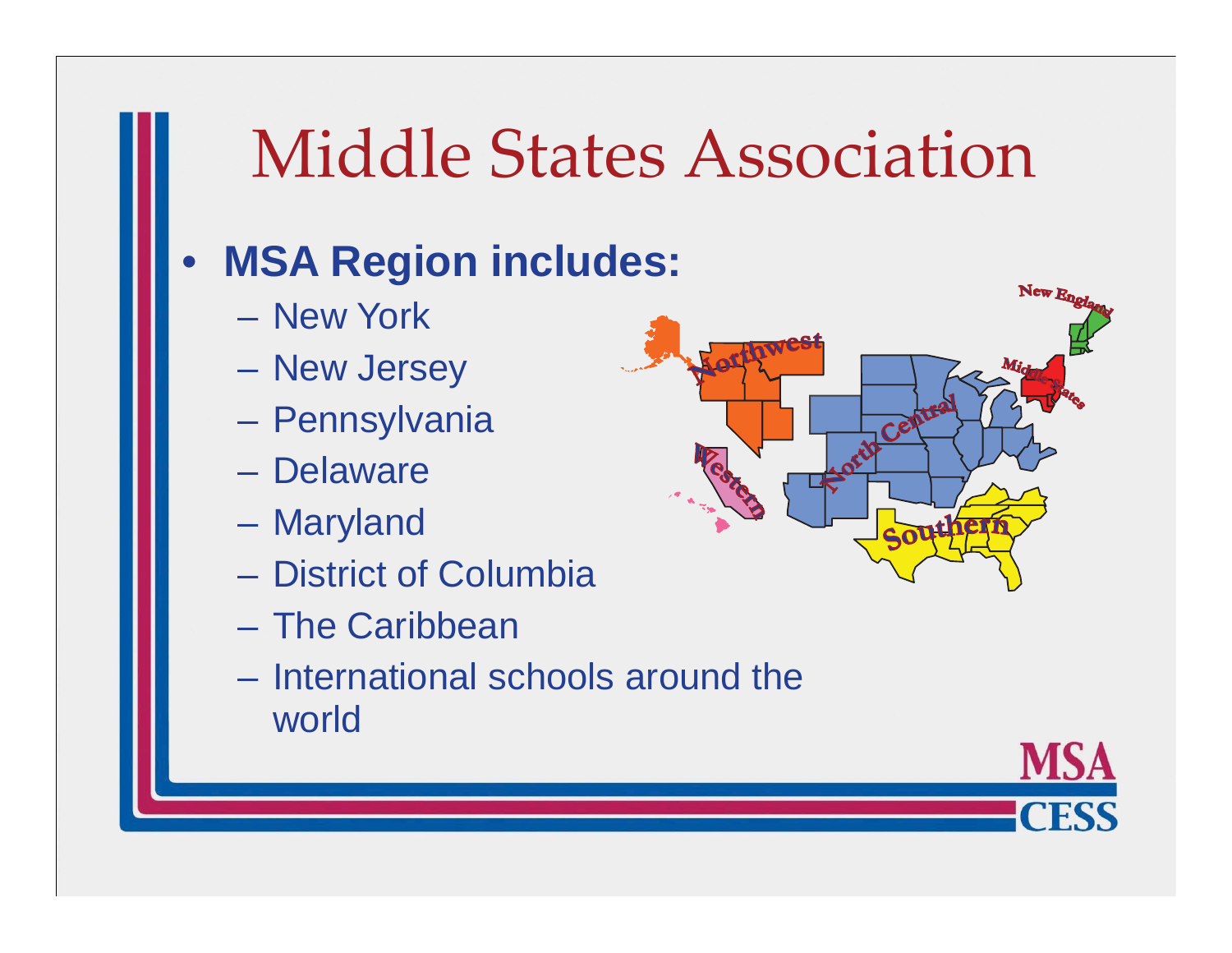# Middle States Association

- **MSA Region includes:**
  - New York
  - New Jersey
  - Pennsylvania
  - Delaware
  - Maryland
  - District of Columbia
  - The Caribbean
  - International schools around the world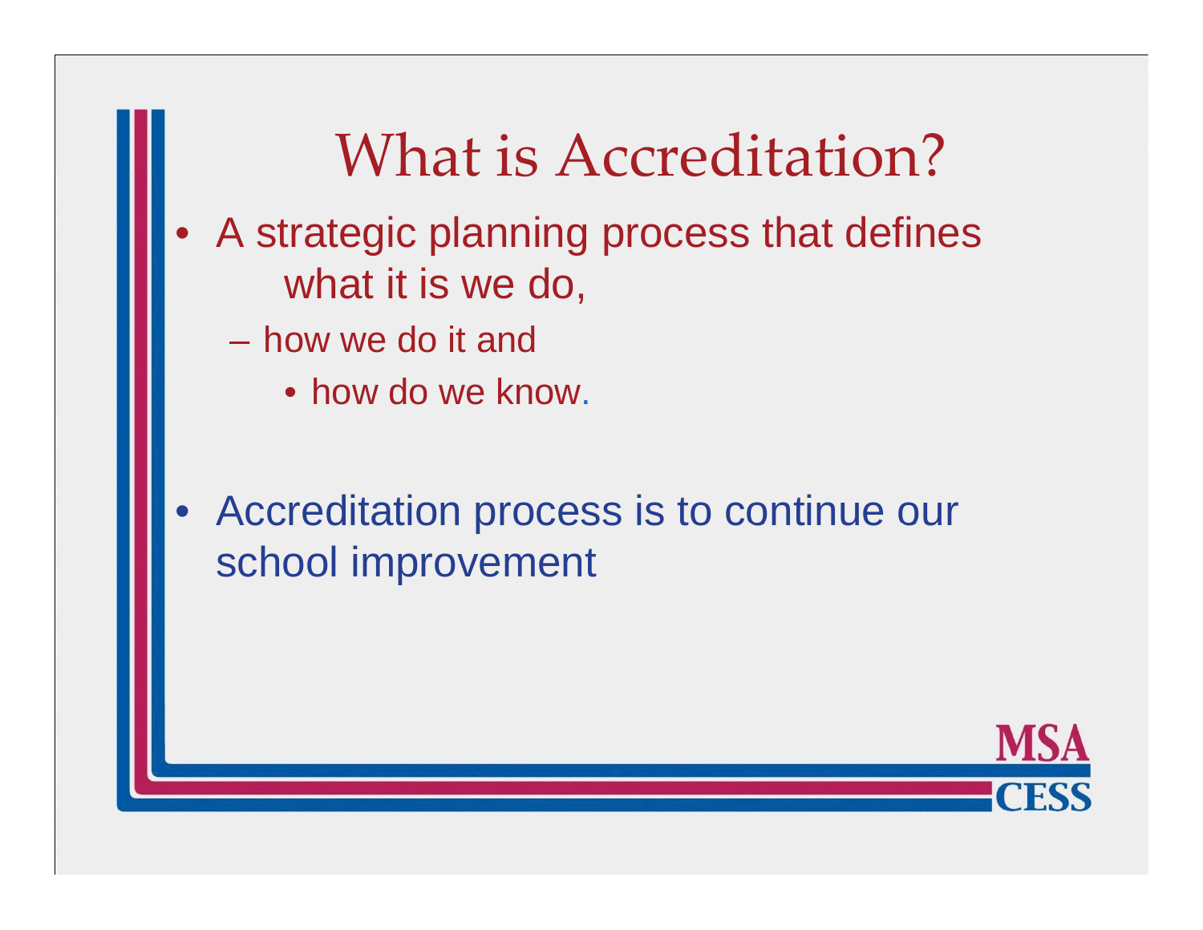# What is Accreditation?

- A strategic planning process that defines what it is we do,
  - how we do it and
    - how do we know.

- Accreditation process is to continue our school improvement

MSA CESS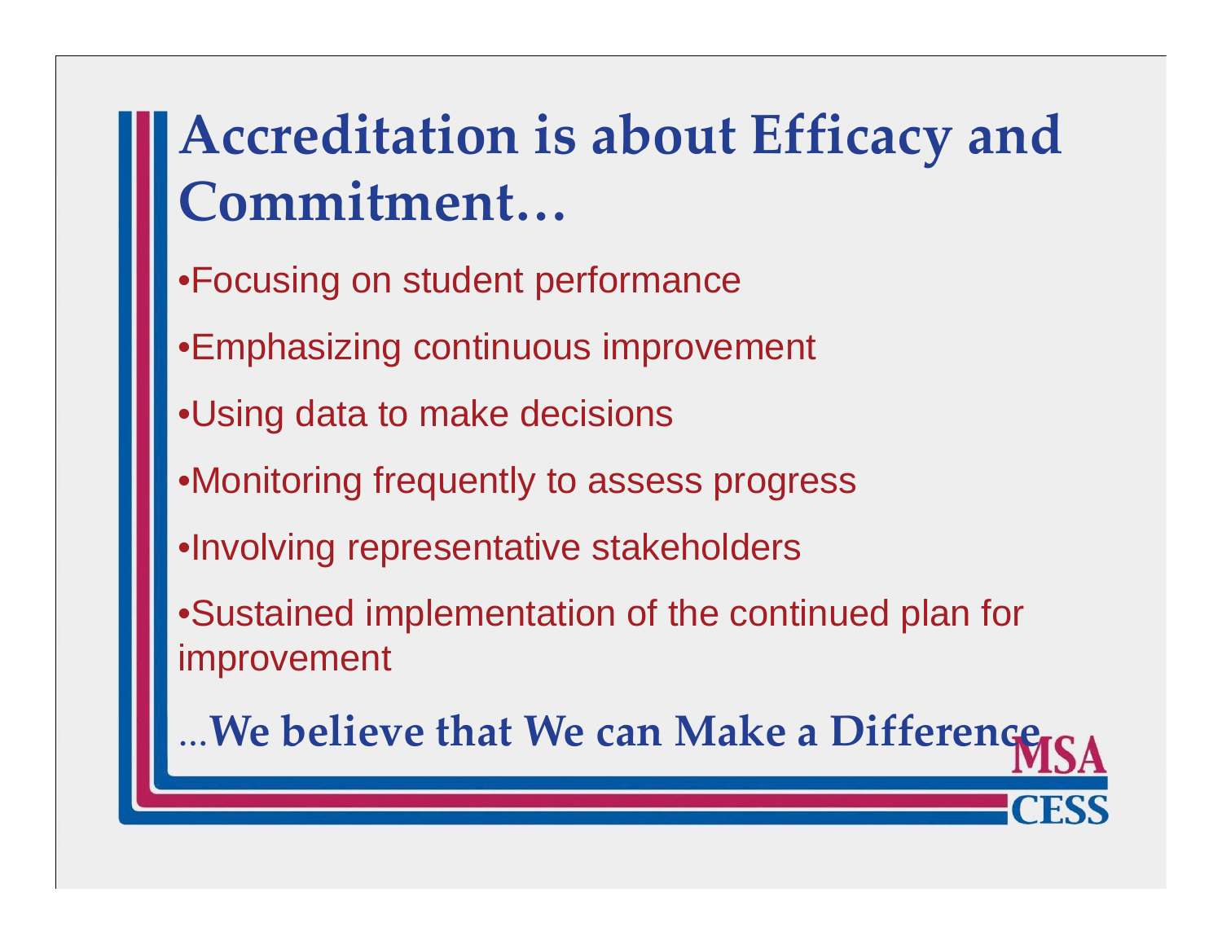# Accreditation is about Efficacy and Commitment…

- Focusing on student performance
- Emphasizing continuous improvement
- Using data to make decisions
- Monitoring frequently to assess progress
- Involving representative stakeholders
- Sustained implementation of the continued plan for improvement

…**We believe that We can Make a Difference**

MSA CESS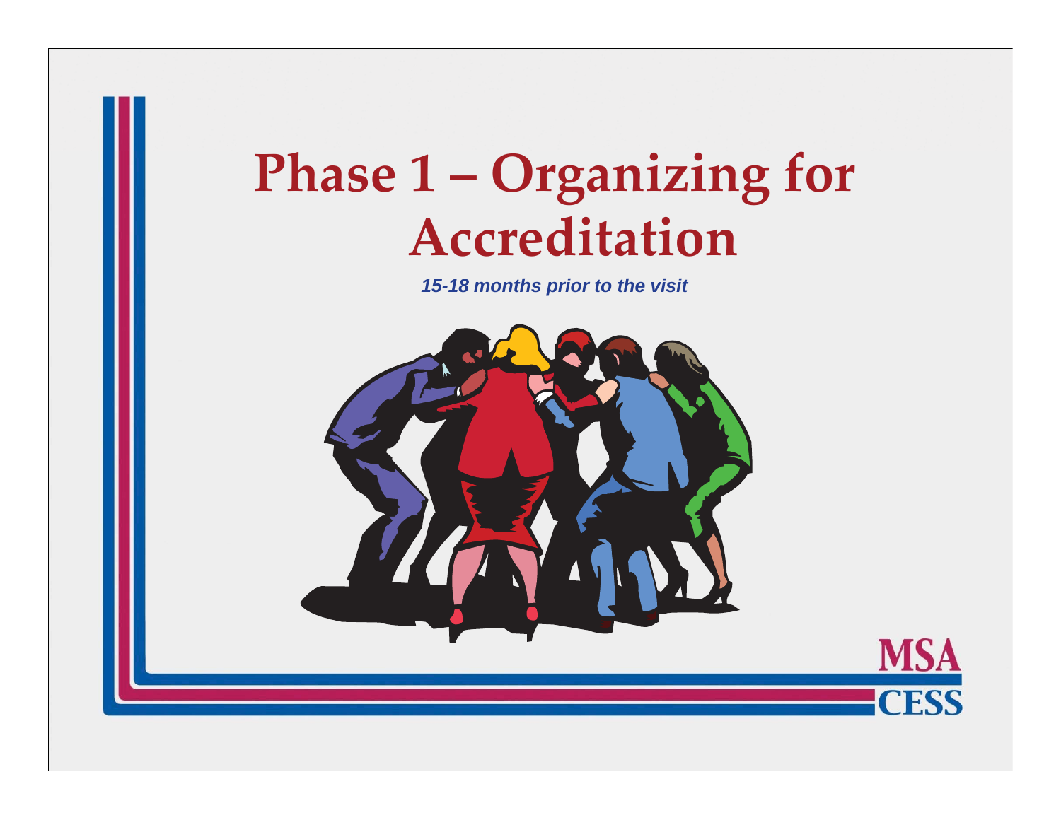# Phase 1 – Organizing for Accreditation

***15-18 months prior to the visit***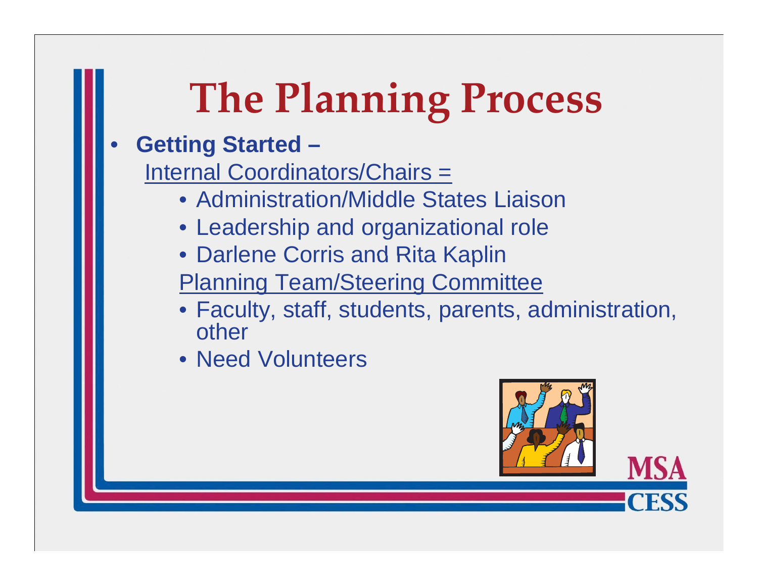# The Planning Process

- **Getting Started –**

  Internal Coordinators/Chairs =

  - Administration/Middle States Liaison
  - Leadership and organizational role
  - Darlene Corris and Rita Kaplin

  Planning Team/Steering Committee

  - Faculty, staff, students, parents, administration, other
  - Need Volunteers

MSA CESS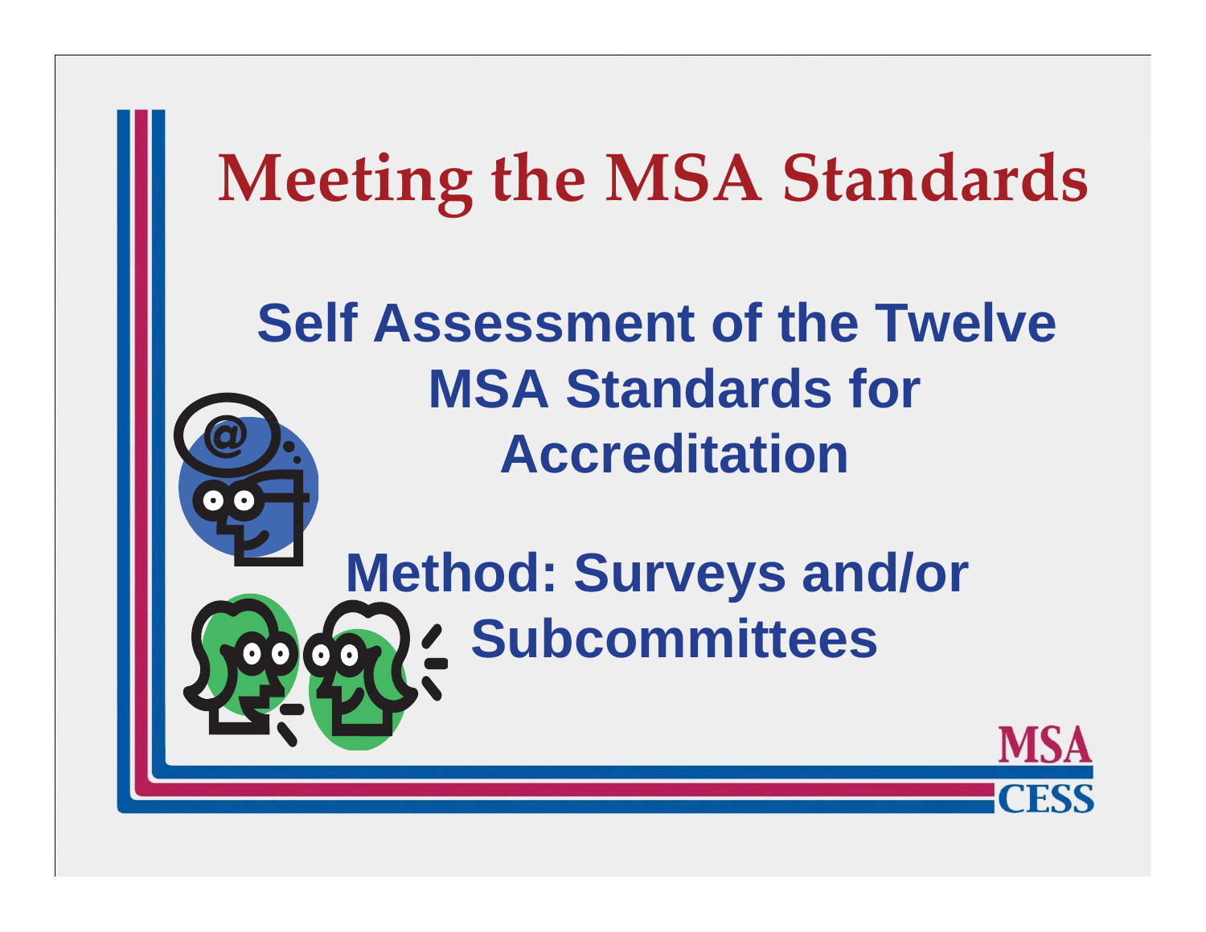# Meeting the MSA Standards

## Self Assessment of the Twelve MSA Standards for Accreditation

## Method: Surveys and/or Subcommittees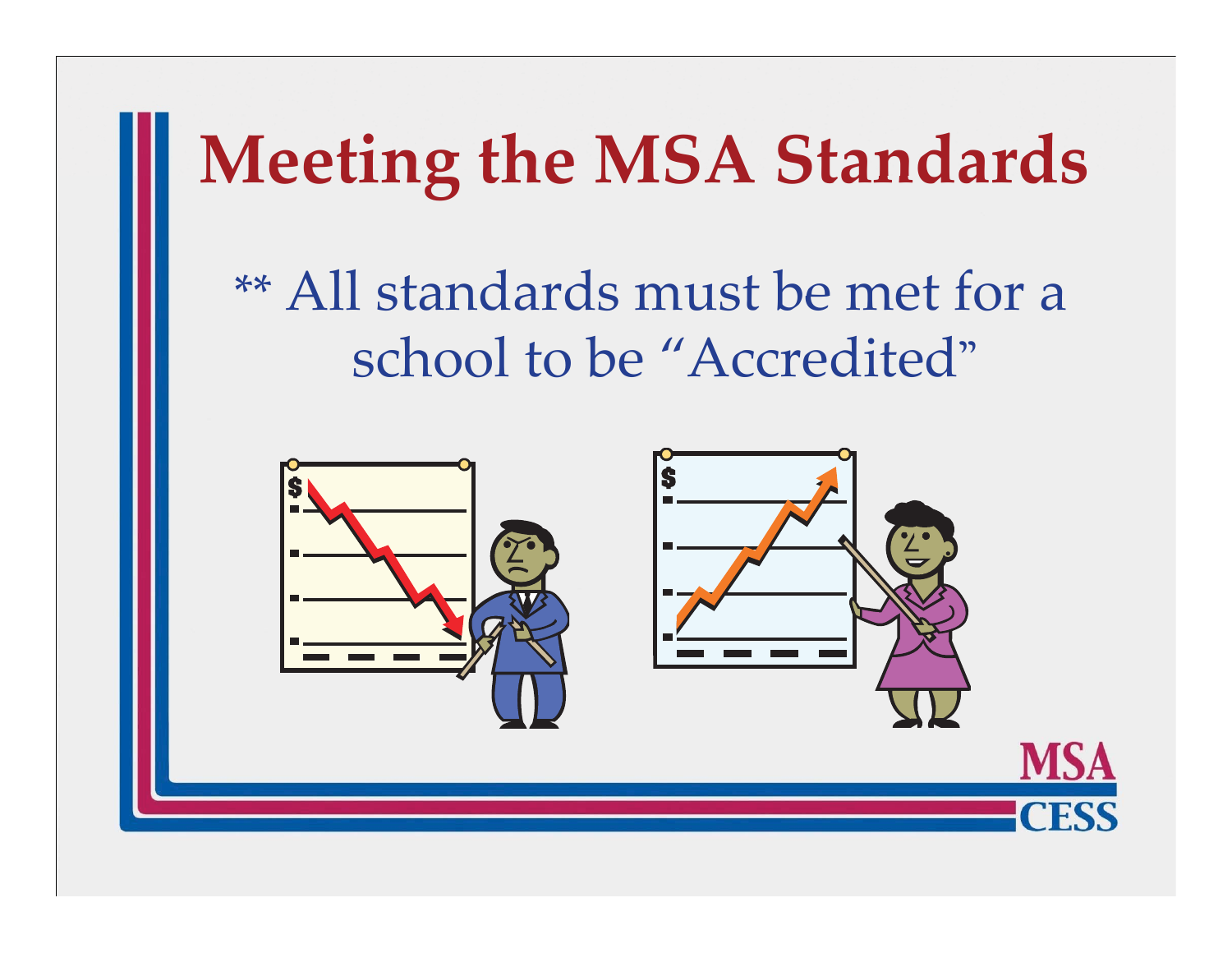# Meeting the MSA Standards

** All standards must be met for a school to be "Accredited"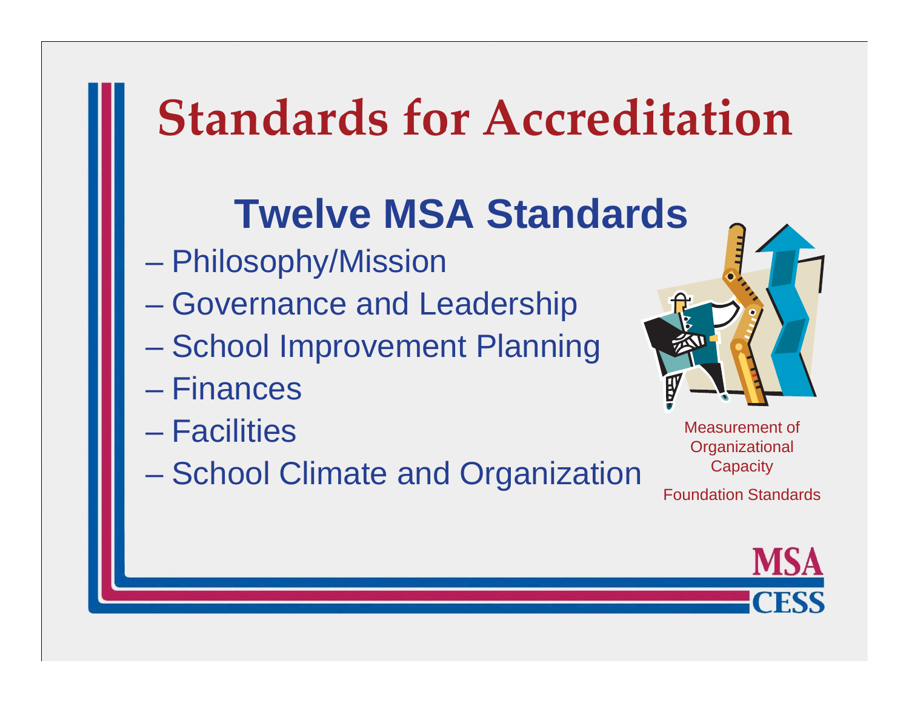# Standards for Accreditation

## Twelve MSA Standards

- Philosophy/Mission
- Governance and Leadership
- School Improvement Planning
- Finances
- Facilities
- School Climate and Organization

Measurement of Organizational Capacity

Foundation Standards

MSA CESS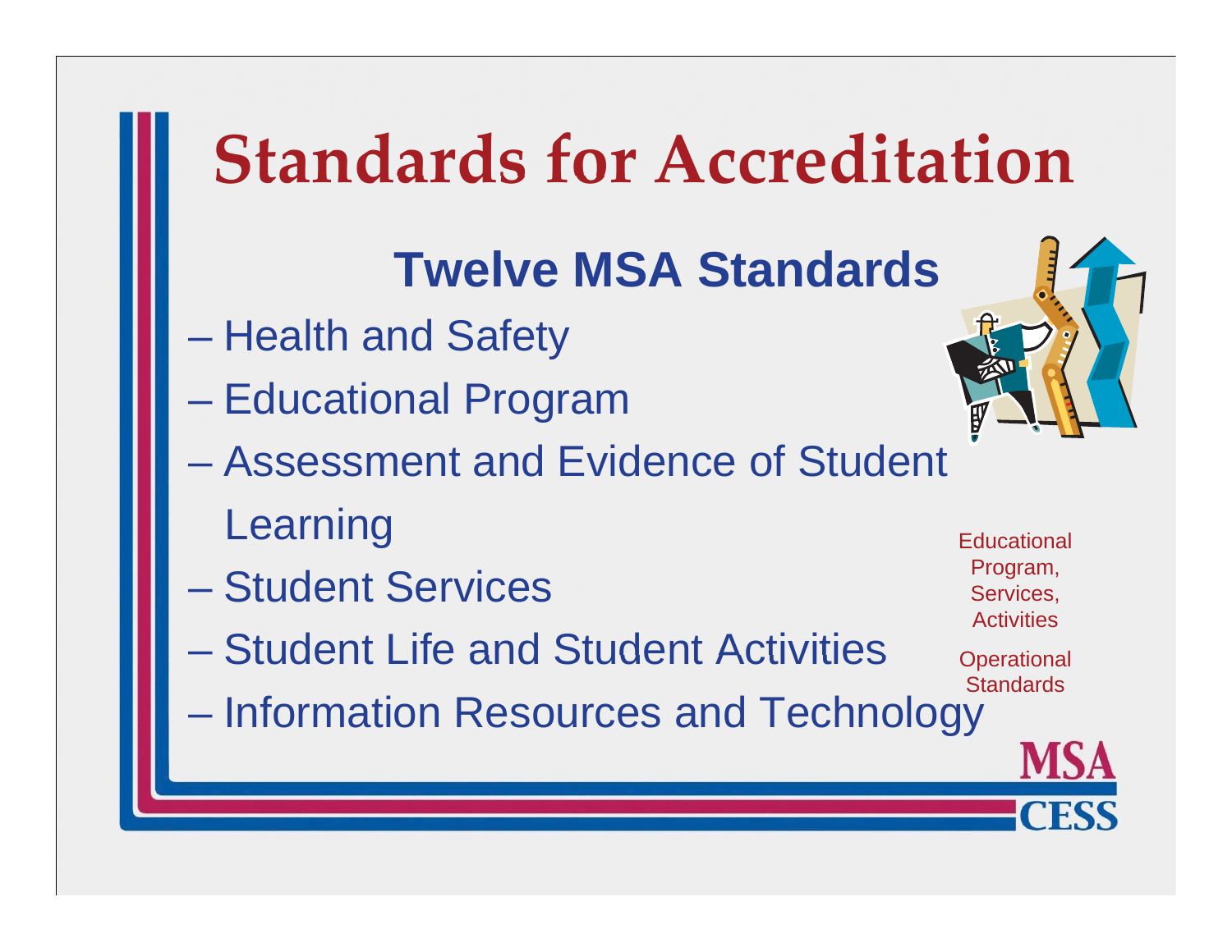# Standards for Accreditation

## Twelve MSA Standards

- Health and Safety
- Educational Program
- Assessment and Evidence of Student Learning
- Student Services
- Student Life and Student Activities
- Information Resources and Technology

Educational Program, Services, Activities

Operational Standards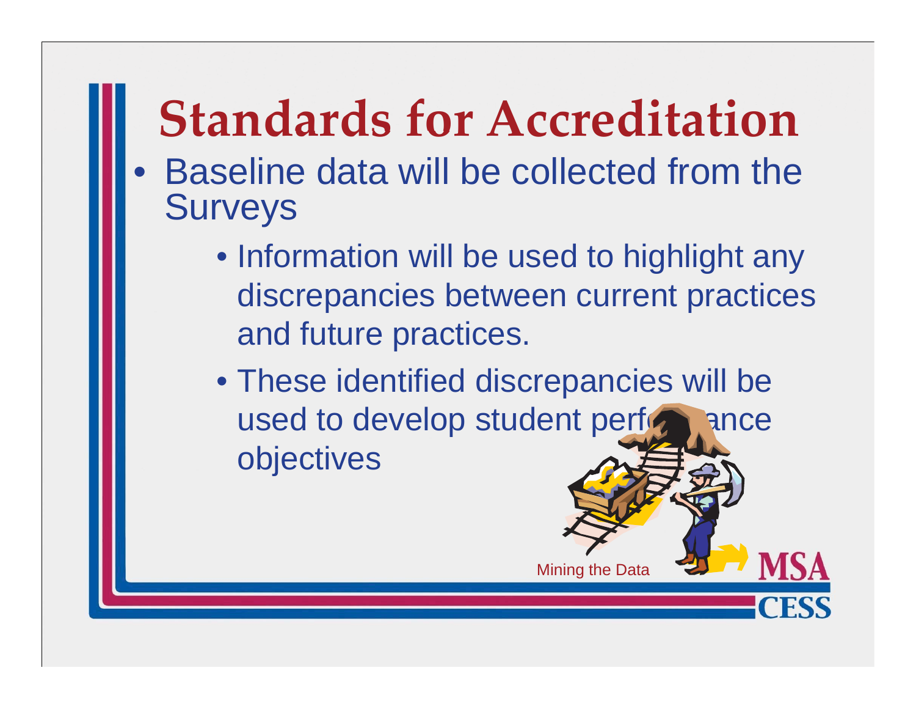# Standards for Accreditation

- Baseline data will be collected from the Surveys
  - Information will be used to highlight any discrepancies between current practices and future practices.
  - These identified discrepancies will be used to develop student performance objectives

Mining the Data

MSA CESS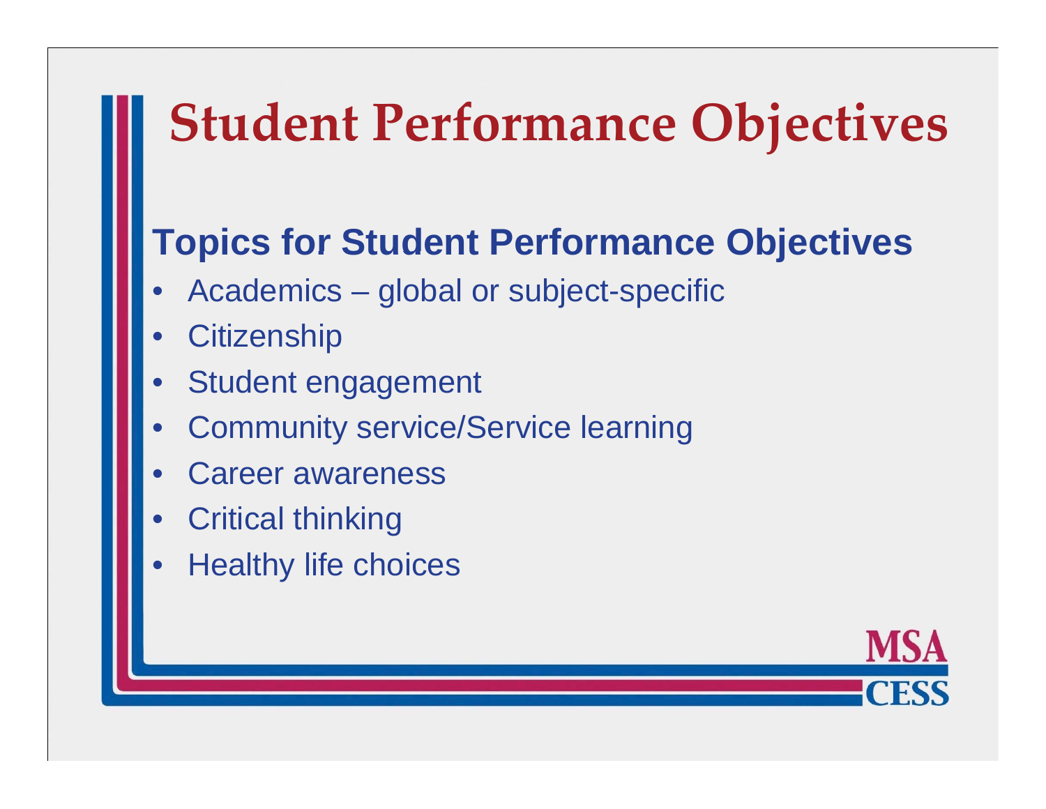# Student Performance Objectives

## Topics for Student Performance Objectives

- Academics – global or subject-specific
- Citizenship
- Student engagement
- Community service/Service learning
- Career awareness
- Critical thinking
- Healthy life choices

MSA CESS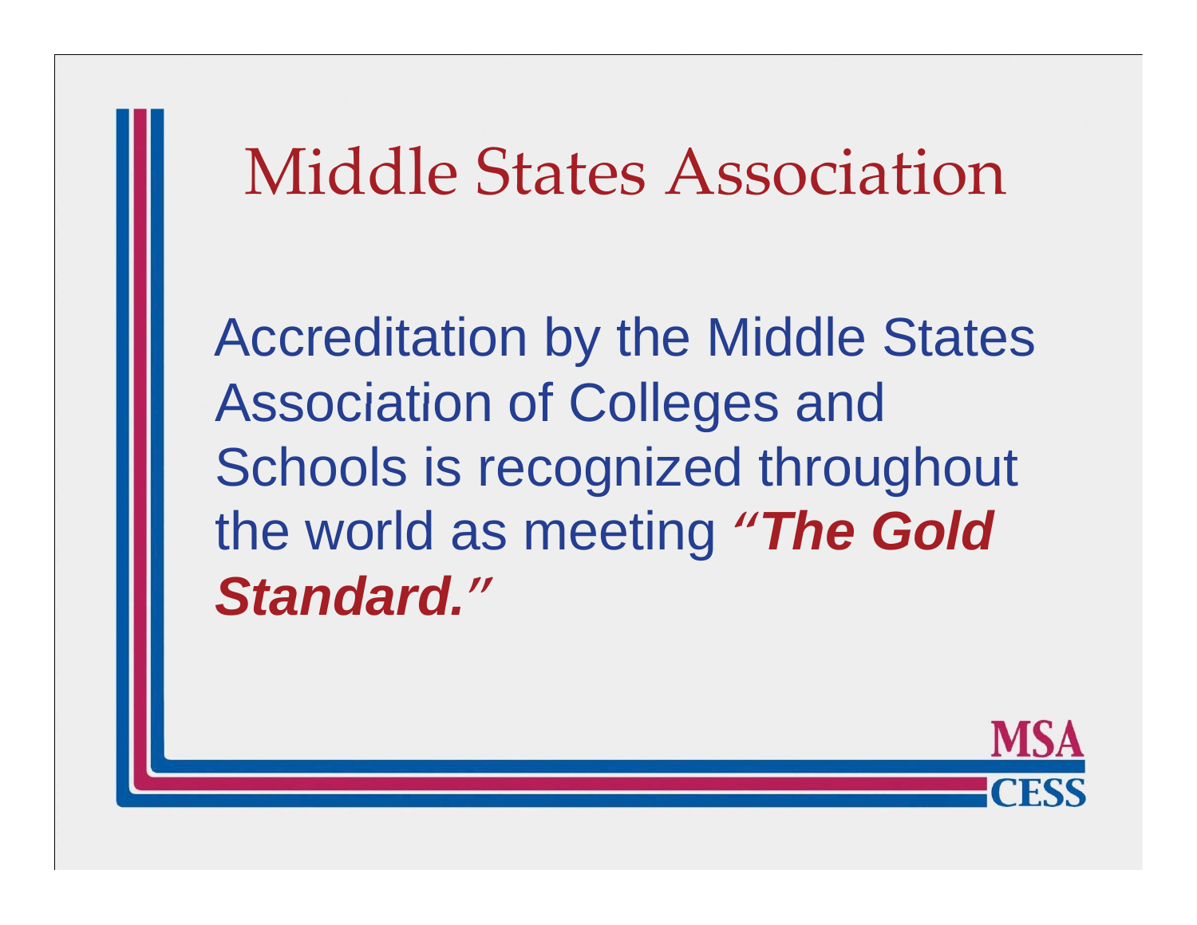# Middle States Association

Accreditation by the Middle States Association of Colleges and Schools is recognized throughout the world as meeting ***"The Gold Standard."***

MSA
CESS